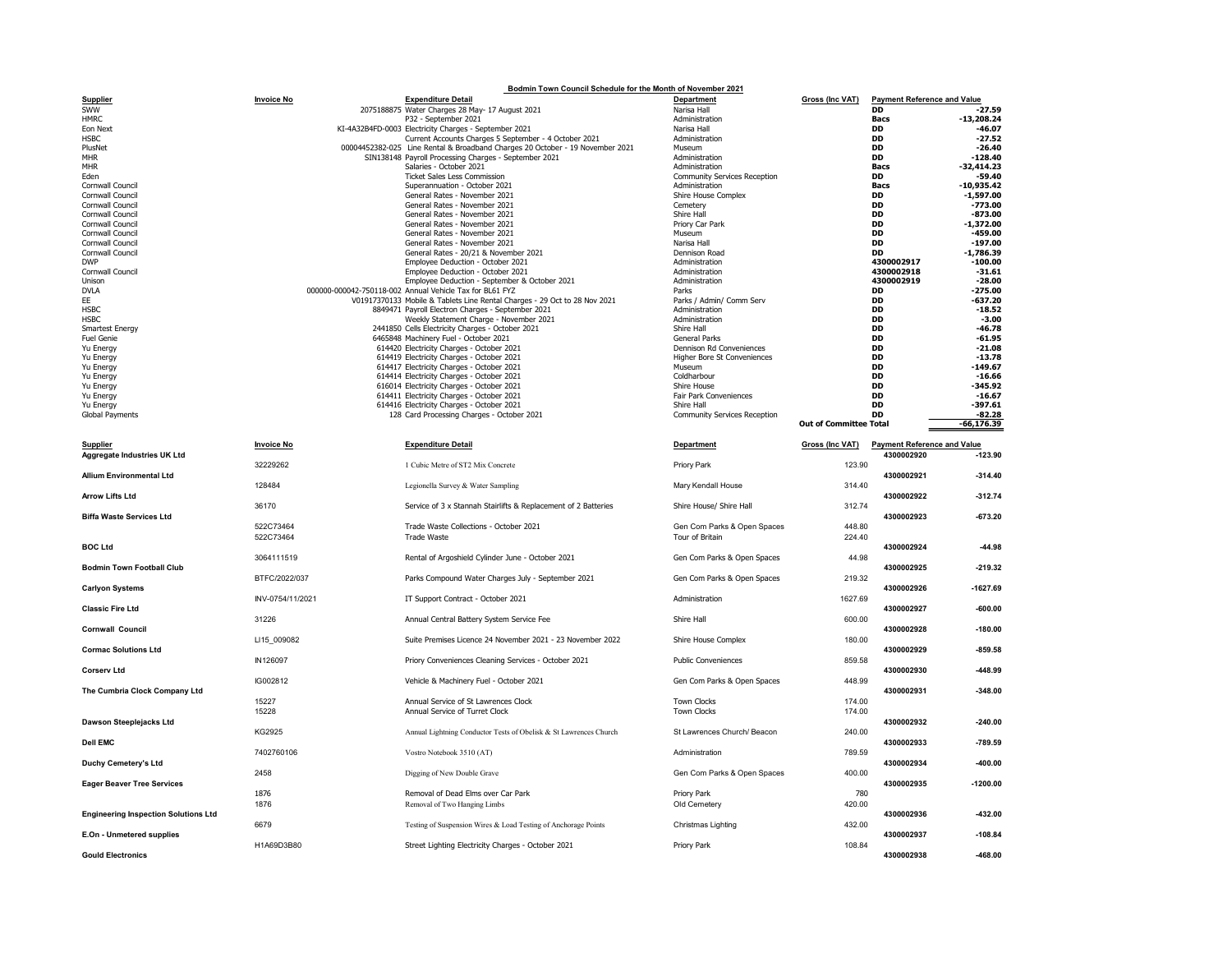# Bodmin Town Council Schedule for the Month of November 2021

| Supplier | Invoice No | Expenditure Detail | Department | Gross (Inc VAT) | Payment Reference and Value | |
|---|---|---|---|---|---|---|
| SWW | 2075188875 | Water Charges 28 May- 17 August 2021 | Narisa Hall | | DD | -27.59 |
| HMRC | | P32 - September 2021 | Administration | | Bacs | -13,208.24 |
| Eon Next | KI-4A32B4FD-0003 | Electricity Charges - September 2021 | Narisa Hall | | DD | -46.07 |
| HSBC | | Current Accounts Charges 5 September - 4 October 2021 | Administration | | DD | -27.52 |
| PlusNet | 00004452382-025 | Line Rental & Broadband Charges 20 October - 19 November 2021 | Museum | | DD | -26.40 |
| MHR | SIN138148 | Payroll Processing Charges - September 2021 | Administration | | DD | -128.40 |
| MHR | | Salaries - October 2021 | Administration | | Bacs | -32,414.23 |
| Eden | | Ticket Sales Less Commission | Community Services Reception | | DD | -59.40 |
| Cornwall Council | | Superannuation - October 2021 | Administration | | Bacs | -10,935.42 |
| Cornwall Council | | General Rates - November 2021 | Shire House Complex | | DD | -1,597.00 |
| Cornwall Council | | General Rates - November 2021 | Cemetery | | DD | -773.00 |
| Cornwall Council | | General Rates - November 2021 | Shire Hall | | DD | -873.00 |
| Cornwall Council | | General Rates - November 2021 | Priory Car Park | | DD | -1,372.00 |
| Cornwall Council | | General Rates - November 2021 | Museum | | DD | -459.00 |
| Cornwall Council | | General Rates - November 2021 | Narisa Hall | | DD | -197.00 |
| Cornwall Council | | General Rates - 20/21 & November 2021 | Dennison Road | | DD | -1,786.39 |
| DWP | | Employee Deduction - October 2021 | Administration | | 4300002917 | -100.00 |
| Cornwall Council | | Employee Deduction - October 2021 | Administration | | 4300002918 | -31.61 |
| Unison | | Employee Deduction - September & October 2021 | Administration | | 4300002919 | -28.00 |
| DVLA | 000000-000042-750118-002 | Annual Vehicle Tax for BL61 FYZ | Parks | | DD | -275.00 |
| EE | V01917370133 | Mobile & Tablets Line Rental Charges - 29 Oct to 28 Nov 2021 | Parks / Admin/ Comm Serv | | DD | -637.20 |
| HSBC | 8849471 | Payroll Electron Charges - September 2021 | Administration | | DD | -18.52 |
| HSBC | | Weekly Statement Charge - November 2021 | Administration | | DD | -3.00 |
| Smartest Energy | 2441850 | Cells Electricity Charges - October 2021 | Shire Hall | | DD | -46.78 |
| Fuel Genie | 6465848 | Machinery Fuel - October 2021 | General Parks | | DD | -61.95 |
| Yu Energy | 614420 | Electricity Charges - October 2021 | Dennison Rd Conveniences | | DD | -21.08 |
| Yu Energy | 614419 | Electricity Charges - October 2021 | Higher Bore St Conveniences | | DD | -13.78 |
| Yu Energy | 614417 | Electricity Charges - October 2021 | Museum | | DD | -149.67 |
| Yu Energy | 614414 | Electricity Charges - October 2021 | Coldharbour | | DD | -16.66 |
| Yu Energy | 616014 | Electricity Charges - October 2021 | Shire House | | DD | -345.92 |
| Yu Energy | 614411 | Electricity Charges - October 2021 | Fair Park Conveniences | | DD | -16.67 |
| Yu Energy | 614416 | Electricity Charges - October 2021 | Shire Hall | | DD | -397.61 |
| Global Payments | 128 | Card Processing Charges - October 2021 | Community Services Reception | | DD | -82.28 |
| | | | | **Out of Committee Total** | | **-66,176.39** |

| Supplier | Invoice No | Expenditure Detail | Department | Gross (Inc VAT) | Payment Reference and Value | |
|---|---|---|---|---|---|---|
| **Aggregate Industries UK Ltd** | | | | | 4300002920 | -123.90 |
| | 32229262 | 1 Cubic Metre of ST2 Mix Concrete | Priory Park | 123.90 | | |
| **Allium Environmental Ltd** | | | | | 4300002921 | -314.40 |
| | 128484 | Legionella Survey & Water Sampling | Mary Kendall House | 314.40 | | |
| **Arrow Lifts Ltd** | | | | | 4300002922 | -312.74 |
| | 36170 | Service of 3 x Stannah Stairlifts & Replacement of 2 Batteries | Shire House/ Shire Hall | 312.74 | | |
| **Biffa Waste Services Ltd** | | | | | 4300002923 | -673.20 |
| | 522C73464 | Trade Waste Collections - October 2021 | Gen Com Parks & Open Spaces | 448.80 | | |
| | 522C73464 | Trade Waste | Tour of Britain | 224.40 | | |
| **BOC Ltd** | | | | | 4300002924 | -44.98 |
| | 3064111519 | Rental of Argoshield Cylinder June - October 2021 | Gen Com Parks & Open Spaces | 44.98 | | |
| **Bodmin Town Football Club** | | | | | 4300002925 | -219.32 |
| | BTFC/2022/037 | Parks Compound Water Charges July - September 2021 | Gen Com Parks & Open Spaces | 219.32 | | |
| **Carlyon Systems** | | | | | 4300002926 | -1627.69 |
| | INV-0754/11/2021 | IT Support Contract - October 2021 | Administration | 1627.69 | | |
| **Classic Fire Ltd** | | | | | 4300002927 | -600.00 |
| | 31226 | Annual Central Battery System Service Fee | Shire Hall | 600.00 | | |
| **Cornwall Council** | | | | | 4300002928 | -180.00 |
| | LI15_009082 | Suite Premises Licence 24 November 2021 - 23 November 2022 | Shire House Complex | 180.00 | | |
| **Cormac Solutions Ltd** | | | | | 4300002929 | -859.58 |
| | IN126097 | Priory Conveniences Cleaning Services - October 2021 | Public Conveniences | 859.58 | | |
| **Corserv Ltd** | | | | | 4300002930 | -448.99 |
| | IG002812 | Vehicle & Machinery Fuel - October 2021 | Gen Com Parks & Open Spaces | 448.99 | | |
| **The Cumbria Clock Company Ltd** | | | | | 4300002931 | -348.00 |
| | 15227 | Annual Service of St Lawrences Clock | Town Clocks | 174.00 | | |
| | 15228 | Annual Service of Turret Clock | Town Clocks | 174.00 | | |
| **Dawson Steeplejacks Ltd** | | | | | 4300002932 | -240.00 |
| | KG2925 | Annual Lightning Conductor Tests of Obelisk & St Lawrences Church | St Lawrences Church/ Beacon | 240.00 | | |
| **Dell EMC** | | | | | 4300002933 | -789.59 |
| | 7402760106 | Vostro Notebook 3510 (AT) | Administration | 789.59 | | |
| **Duchy Cemetery's Ltd** | | | | | 4300002934 | -400.00 |
| | 2458 | Digging of New Double Grave | Gen Com Parks & Open Spaces | 400.00 | | |
| **Eager Beaver Tree Services** | | | | | 4300002935 | -1200.00 |
| | 1876 | Removal of Dead Elms over Car Park | Priory Park | 780 | | |
| | 1876 | Removal of Two Hanging Limbs | Old Cemetery | 420.00 | | |
| **Engineering Inspection Solutions Ltd** | | | | | 4300002936 | -432.00 |
| | 6679 | Testing of Suspension Wires & Load Testing of Anchorage Points | Christmas Lighting | 432.00 | | |
| **E.On - Unmetered supplies** | | | | | 4300002937 | -108.84 |
| | H1A69D3B80 | Street Lighting Electricity Charges - October 2021 | Priory Park | 108.84 | | |
| **Gould Electronics** | | | | | 4300002938 | -468.00 |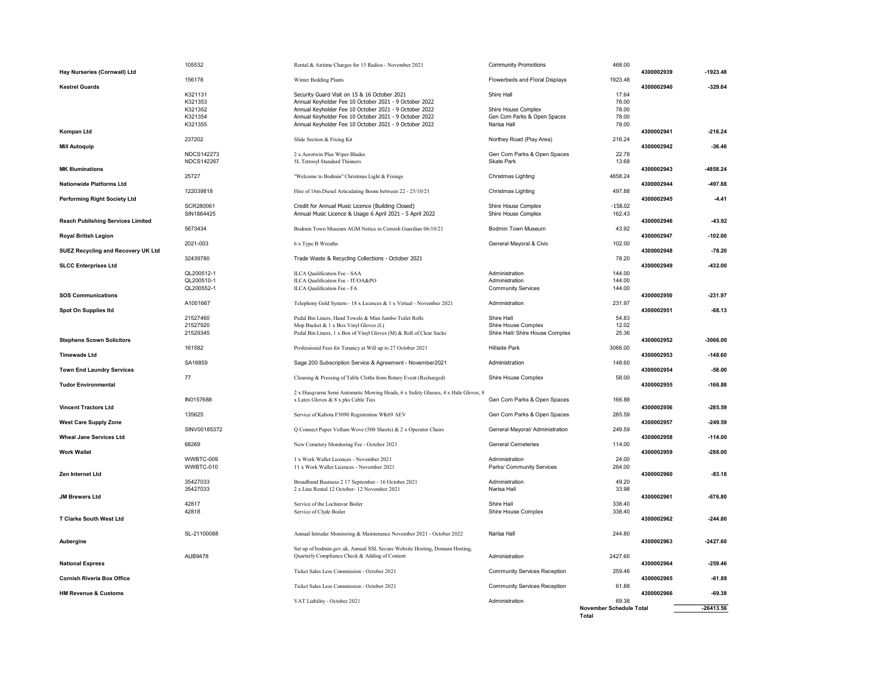| | | | | | | |
|---|---|---|---|---|---|---|
| | 105532 | Rental & Airtime Charges for 15 Radios - November 2021 | Community Promotions | 468.00 | | |
| **Hay Nurseries (Cornwall) Ltd** | | | | | **4300002939** | **-1923.48** |
| | 156178 | Winter Bedding Plants | Flowerbeds and Floral Displays | 1923.48 | | |
| **Kestrel Guards** | | | | | **4300002940** | **-329.64** |
| | K321131 | Security Guard Visit on 15 & 16 October 2021 | Shire Hall | 17.64 | | |
| | K321353 | Annual Keyholder Fee 10 October 2021 - 9 October 2022 | | 78.00 | | |
| | K321352 | Annual Keyholder Fee 10 October 2021 - 9 October 2022 | Shire House Complex | 78.00 | | |
| | K321354 | Annual Keyholder Fee 10 October 2021 - 9 October 2022 | Gen Com Parks & Open Spaces | 78.00 | | |
| | K321355 | Annual Keyholder Fee 10 October 2021 - 9 October 2022 | Narisa Hall | 78.00 | | |
| **Kompan Ltd** | | | | | **4300002941** | **-216.24** |
| | 237202 | Slide Section & Fixing Kit | Northey Road (Play Area) | 216.24 | | |
| **Mill Autoquip** | | | | | **4300002942** | **-36.46** |
| | NDCS142273 | 2 x Aerotwin Plus Wiper Blades | Gen Com Parks & Open Spaces | 22.78 | | |
| | NDCS142267 | 5L Tetrosyl Standard Thinners | Skate Park | 13.68 | | |
| **MK Illuminations** | | | | | **4300002943** | **-4858.24** |
| | 25727 | "Welcome to Bodmin" Christmas Light & Fixings | Christmas Lighting | 4858.24 | | |
| **Nationwide Platforms Ltd** | | | | | **4300002944** | **-497.88** |
| | 122039818 | Hire of 16m Diesel Articulating Boom between 22 - 25/10/21 | Christmas Lighting | 497.88 | | |
| **Performing Right Society Ltd** | | | | | **4300002945** | **-4.41** |
| | SCR280061 | Credit for Annual Music Licence (Building Closed) | Shire House Complex | -158.02 | | |
| | SIN1864425 | Annual Music Licence & Usage 6 April 2021 - 5 April 2022 | Shire House Complex | 162.43 | | |
| **Reach Publishing Services Limited** | | | | | **4300002946** | **-43.92** |
| | 5673434 | Bodmin Town Museum AGM Notice in Cornish Guardian 06/10/21 | Bodmin Town Museum | 43.92 | | |
| **Royal British Legion** | | | | | **4300002947** | **-102.00** |
| | 2021-003 | 6 x Type B Wreaths | General Mayoral & Civic | 102.00 | | |
| **SUEZ Recycling and Recovery UK Ltd** | | | | | **4300002948** | **-78.20** |
| | 32439780 | Trade Waste & Recycling Collections - October 2021 | | 78.20 | | |
| **SLCC Enterprises Ltd** | | | | | **4300002949** | **-432.00** |
| | QL200512-1 | ILCA Qualification Fee - SAA | Administration | 144.00 | | |
| | QL200510-1 | ILCA Qualification Fee - IT/OA&PO | Administration | 144.00 | | |
| | QL200552-1 | ILCA Qualification Fee - FA | Community Services | 144.00 | | |
| **SOS Communications** | | | | | **4300002950** | **-231.97** |
| | A1001667 | Telephony Gold System - 18 x Licences & 1 x Virtual - November 2021 | Administration | 231.97 | | |
| **Spot On Supplies ltd** | | | | | **4300002951** | **-68.13** |
| | 21527460 | Pedal Bin Liners, Hand Towels & Mini Jumbo Toilet Rolls | Shire Hall | 54.83 | | |
| | 21527920 | Mop Bucket & 1 x Box Vinyl Gloves (L) | Shire House Complex | 12.02 | | |
| | 21529345 | Pedal Bin Liners, 1 x Box of Vinyl Gloves (M) & Roll of Clear Sacks | Shire Hall/ Shire House Complex | 25.36 | | |
| **Stephens Scown Solicitors** | | | | | **4300002952** | **-3066.00** |
| | 161582 | Professional Fees for Tenancy at Will up to 27 October 2021 | Hillside Park | 3066.00 | | |
| **Timewade Ltd** | | | | | **4300002953** | **-148.60** |
| | SA16859 | Sage 200 Subscription Service & Agreement - November2021 | Administration | 148.60 | | |
| **Town End Laundry Services** | | | | | **4300002954** | **-58.00** |
| | 77 | Cleaning & Pressing of Table Cloths from Rotary Event (Recharged) | Shire House Complex | 58.00 | | |
| **Tudor Environmental** | | | | | **4300002955** | **-166.88** |
| | IN0157688 | 2 x Husqvarna Semi Automatic Mowing Heads, 6 x Safety Glasses, 4 x Hide Gloves, 8 x Latex Gloves & 8 x pks Cable Ties | Gen Com Parks & Open Spaces | 166.88 | | |
| **Vincent Tractors Ltd** | | | | | **4300002956** | **-285.59** |
| | 135625 | Service of Kubota F3090 Registration WK69 AEV | Gen Com Parks & Open Spaces | 285.59 | | |
| **West Care Supply Zone** | | | | | **4300002957** | **-249.59** |
| | SINV00185372 | Q Connect Paper Vellum Wove (500 Sheets) & 2 x Operator Chairs | General Mayoral/ Administration | 249.59 | | |
| **Wheal Jane Services Ltd** | | | | | **4300002958** | **-114.00** |
| | 68269 | New Cemetery Monitoring Fee - October 2021 | General Cemeteries | 114.00 | | |
| **Work Wallet** | | | | | **4300002959** | **-288.00** |
| | WWBTC-009 | 1 x Work Wallet Licences - November 2021 | Administration | 24.00 | | |
| | WWBTC-010 | 11 x Work Wallet Licences - November 2021 | Parks/ Community Services | 264.00 | | |
| **Zen Internet Ltd** | | | | | **4300002960** | **-83.18** |
| | 35427033 | Broadband Business 2 17 September - 16 October 2021 | Administration | 49.20 | | |
| | 35427033 | 2 x Line Rental 12 October- 12 November 2021 | Narisa Hall | 33.98 | | |
| **JM Brewers Ltd** | | | | | **4300002961** | **-676.80** |
| | 42817 | Service of the Lochinvar Boiler | Shire Hall | 338.40 | | |
| | 42818 | Service of Clyde Boiler | Shire House Complex | 338.40 | | |
| **T Clarke South West Ltd** | | | | | **4300002962** | **-244.80** |
| | SL-21100088 | Annual Intruder Monitoring & Maintenance November 2021 - October 2022 | Narisa Hall | 244.80 | | |
| **Aubergine** | | | | | **4300002963** | **-2427.60** |
| | AUB9478 | Set up of bodmin.gov.uk, Annual SSL Secure Website Hosting, Domain Hosting, Quarterly Compliance Check & Adding of Content | Administration | 2427.60 | | |
| **National Express** | | | | | **4300002964** | **-259.46** |
| | | Ticket Sales Less Commission - October 2021 | Community Services Reception | 259.46 | | |
| **Cornish Riveria Box Office** | | | | | **4300002965** | **-61.88** |
| | | Ticket Sales Less Commission - October 2021 | Community Services Reception | 61.88 | | |
| **HM Revenue & Customs** | | | | | **4300002966** | **-69.38** |
| | | VAT Liability - October 2021 | Administration | 69.38 | | |
| | | | | **November Schedule Total** | | **-26413.56** |
| | | | | **Total** | | |